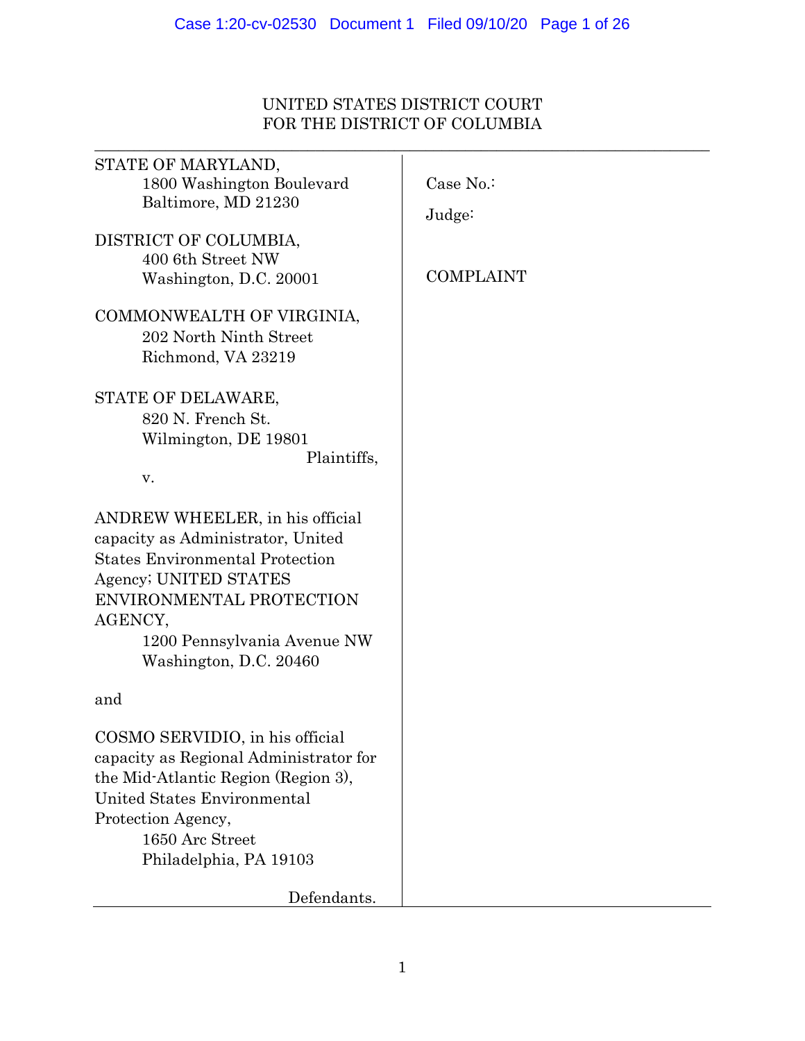UNITED STATES DISTRICT COURT
FOR THE DISTRICT OF COLUMBIA

STATE OF MARYLAND,
1800 Washington Boulevard
Baltimore, MD 21230

DISTRICT OF COLUMBIA,
400 6th Street NW
Washington, D.C. 20001

COMMONWEALTH OF VIRGINIA,
202 North Ninth Street
Richmond, VA 23219

STATE OF DELAWARE,
820 N. French St.
Wilmington, DE 19801

Plaintiffs,

v.

ANDREW WHEELER, in his official capacity as Administrator, United States Environmental Protection Agency; UNITED STATES ENVIRONMENTAL PROTECTION AGENCY,
1200 Pennsylvania Avenue NW
Washington, D.C. 20460

and

COSMO SERVIDIO, in his official capacity as Regional Administrator for the Mid-Atlantic Region (Region 3), United States Environmental Protection Agency,
1650 Arc Street
Philadelphia, PA 19103

Defendants.

Case No.:

Judge:

COMPLAINT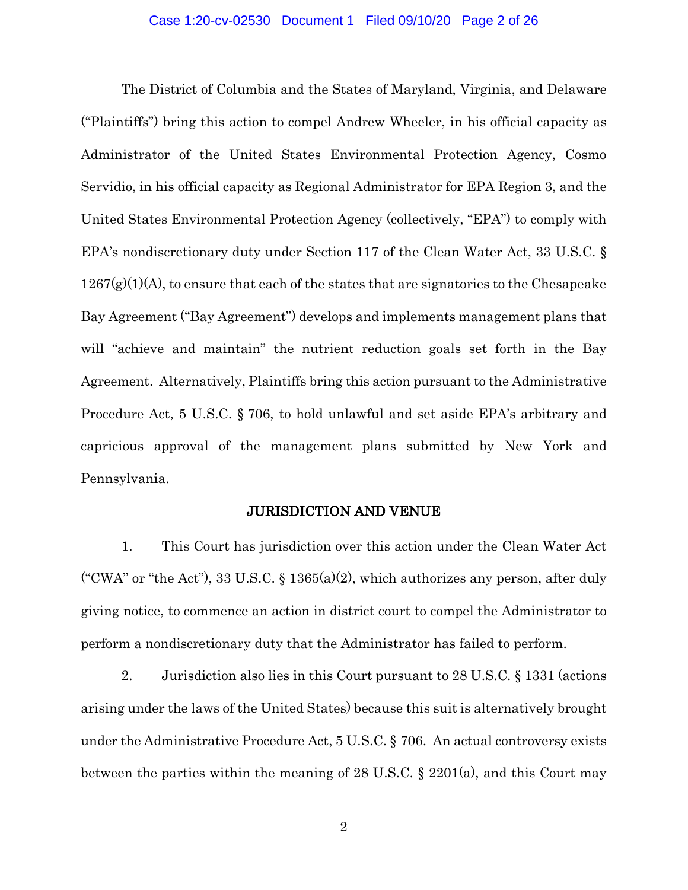The District of Columbia and the States of Maryland, Virginia, and Delaware ("Plaintiffs") bring this action to compel Andrew Wheeler, in his official capacity as Administrator of the United States Environmental Protection Agency, Cosmo Servidio, in his official capacity as Regional Administrator for EPA Region 3, and the United States Environmental Protection Agency (collectively, "EPA") to comply with EPA's nondiscretionary duty under Section 117 of the Clean Water Act, 33 U.S.C. § 1267(g)(1)(A), to ensure that each of the states that are signatories to the Chesapeake Bay Agreement ("Bay Agreement") develops and implements management plans that will "achieve and maintain" the nutrient reduction goals set forth in the Bay Agreement. Alternatively, Plaintiffs bring this action pursuant to the Administrative Procedure Act, 5 U.S.C. § 706, to hold unlawful and set aside EPA's arbitrary and capricious approval of the management plans submitted by New York and Pennsylvania.

## JURISDICTION AND VENUE

1. This Court has jurisdiction over this action under the Clean Water Act ("CWA" or "the Act"), 33 U.S.C. § 1365(a)(2), which authorizes any person, after duly giving notice, to commence an action in district court to compel the Administrator to perform a nondiscretionary duty that the Administrator has failed to perform.

2. Jurisdiction also lies in this Court pursuant to 28 U.S.C. § 1331 (actions arising under the laws of the United States) because this suit is alternatively brought under the Administrative Procedure Act, 5 U.S.C. § 706. An actual controversy exists between the parties within the meaning of 28 U.S.C. § 2201(a), and this Court may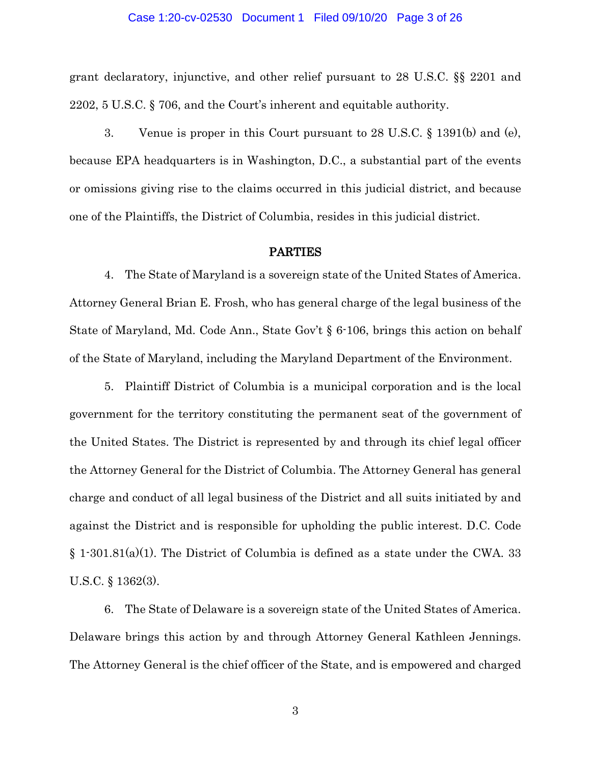grant declaratory, injunctive, and other relief pursuant to 28 U.S.C. §§ 2201 and 2202, 5 U.S.C. § 706, and the Court's inherent and equitable authority.

3. Venue is proper in this Court pursuant to 28 U.S.C. § 1391(b) and (e), because EPA headquarters is in Washington, D.C., a substantial part of the events or omissions giving rise to the claims occurred in this judicial district, and because one of the Plaintiffs, the District of Columbia, resides in this judicial district.

## PARTIES

4. The State of Maryland is a sovereign state of the United States of America. Attorney General Brian E. Frosh, who has general charge of the legal business of the State of Maryland, Md. Code Ann., State Gov't § 6-106, brings this action on behalf of the State of Maryland, including the Maryland Department of the Environment.

5. Plaintiff District of Columbia is a municipal corporation and is the local government for the territory constituting the permanent seat of the government of the United States. The District is represented by and through its chief legal officer the Attorney General for the District of Columbia. The Attorney General has general charge and conduct of all legal business of the District and all suits initiated by and against the District and is responsible for upholding the public interest. D.C. Code § 1-301.81(a)(1). The District of Columbia is defined as a state under the CWA. 33 U.S.C. § 1362(3).

6. The State of Delaware is a sovereign state of the United States of America. Delaware brings this action by and through Attorney General Kathleen Jennings. The Attorney General is the chief officer of the State, and is empowered and charged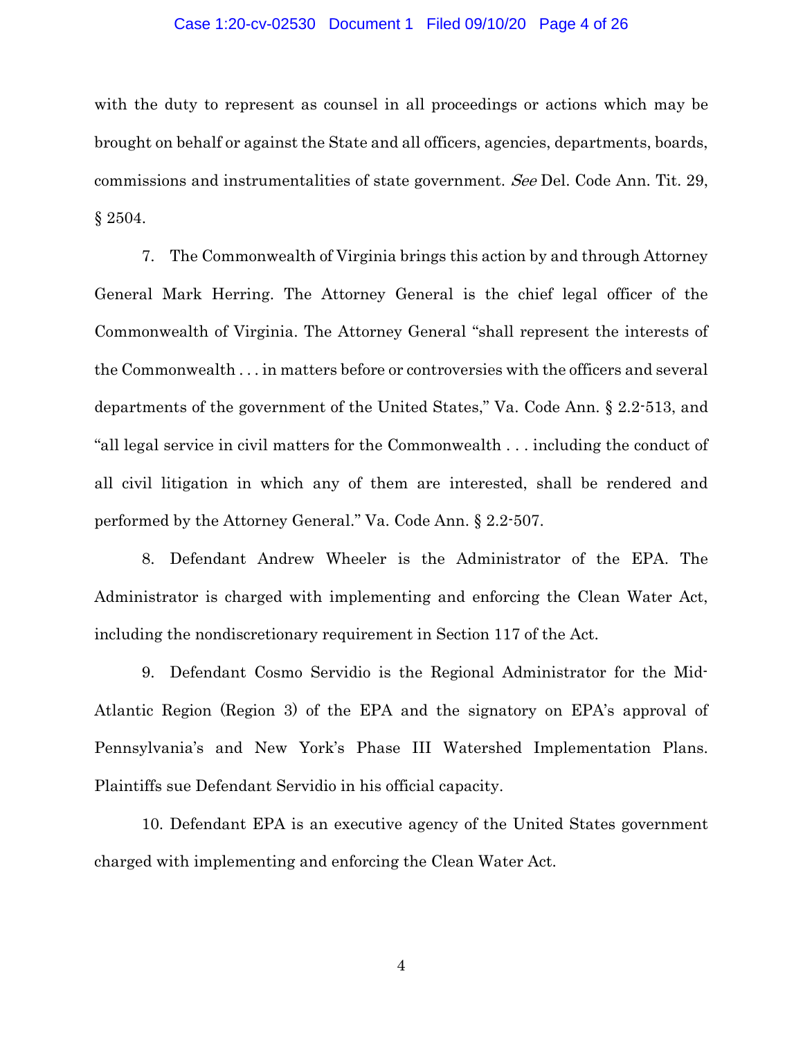with the duty to represent as counsel in all proceedings or actions which may be brought on behalf or against the State and all officers, agencies, departments, boards, commissions and instrumentalities of state government. *See* Del. Code Ann. Tit. 29, § 2504.

7. The Commonwealth of Virginia brings this action by and through Attorney General Mark Herring. The Attorney General is the chief legal officer of the Commonwealth of Virginia. The Attorney General "shall represent the interests of the Commonwealth . . . in matters before or controversies with the officers and several departments of the government of the United States," Va. Code Ann. § 2.2-513, and "all legal service in civil matters for the Commonwealth . . . including the conduct of all civil litigation in which any of them are interested, shall be rendered and performed by the Attorney General." Va. Code Ann. § 2.2-507.

8. Defendant Andrew Wheeler is the Administrator of the EPA. The Administrator is charged with implementing and enforcing the Clean Water Act, including the nondiscretionary requirement in Section 117 of the Act.

9. Defendant Cosmo Servidio is the Regional Administrator for the Mid-Atlantic Region (Region 3) of the EPA and the signatory on EPA's approval of Pennsylvania's and New York's Phase III Watershed Implementation Plans. Plaintiffs sue Defendant Servidio in his official capacity.

10. Defendant EPA is an executive agency of the United States government charged with implementing and enforcing the Clean Water Act.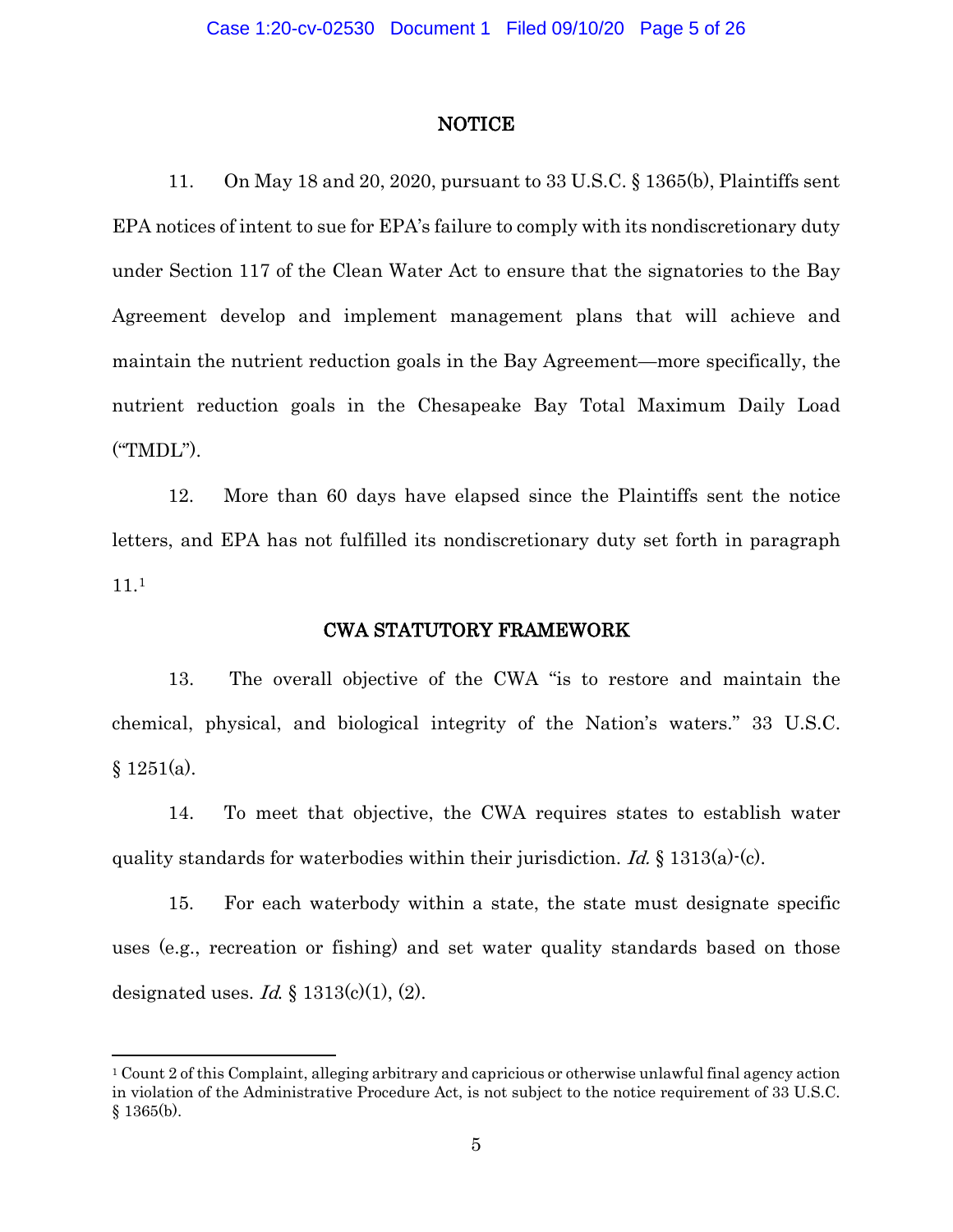## NOTICE

11. On May 18 and 20, 2020, pursuant to 33 U.S.C. § 1365(b), Plaintiffs sent EPA notices of intent to sue for EPA's failure to comply with its nondiscretionary duty under Section 117 of the Clean Water Act to ensure that the signatories to the Bay Agreement develop and implement management plans that will achieve and maintain the nutrient reduction goals in the Bay Agreement—more specifically, the nutrient reduction goals in the Chesapeake Bay Total Maximum Daily Load ("TMDL").

12. More than 60 days have elapsed since the Plaintiffs sent the notice letters, and EPA has not fulfilled its nondiscretionary duty set forth in paragraph 11.[1]

## CWA STATUTORY FRAMEWORK

13. The overall objective of the CWA "is to restore and maintain the chemical, physical, and biological integrity of the Nation's waters." 33 U.S.C. § 1251(a).

14. To meet that objective, the CWA requires states to establish water quality standards for waterbodies within their jurisdiction. *Id.* § 1313(a)-(c).

15. For each waterbody within a state, the state must designate specific uses (e.g., recreation or fishing) and set water quality standards based on those designated uses. *Id.* § 1313(c)(1), (2).

---

[1] Count 2 of this Complaint, alleging arbitrary and capricious or otherwise unlawful final agency action in violation of the Administrative Procedure Act, is not subject to the notice requirement of 33 U.S.C. § 1365(b).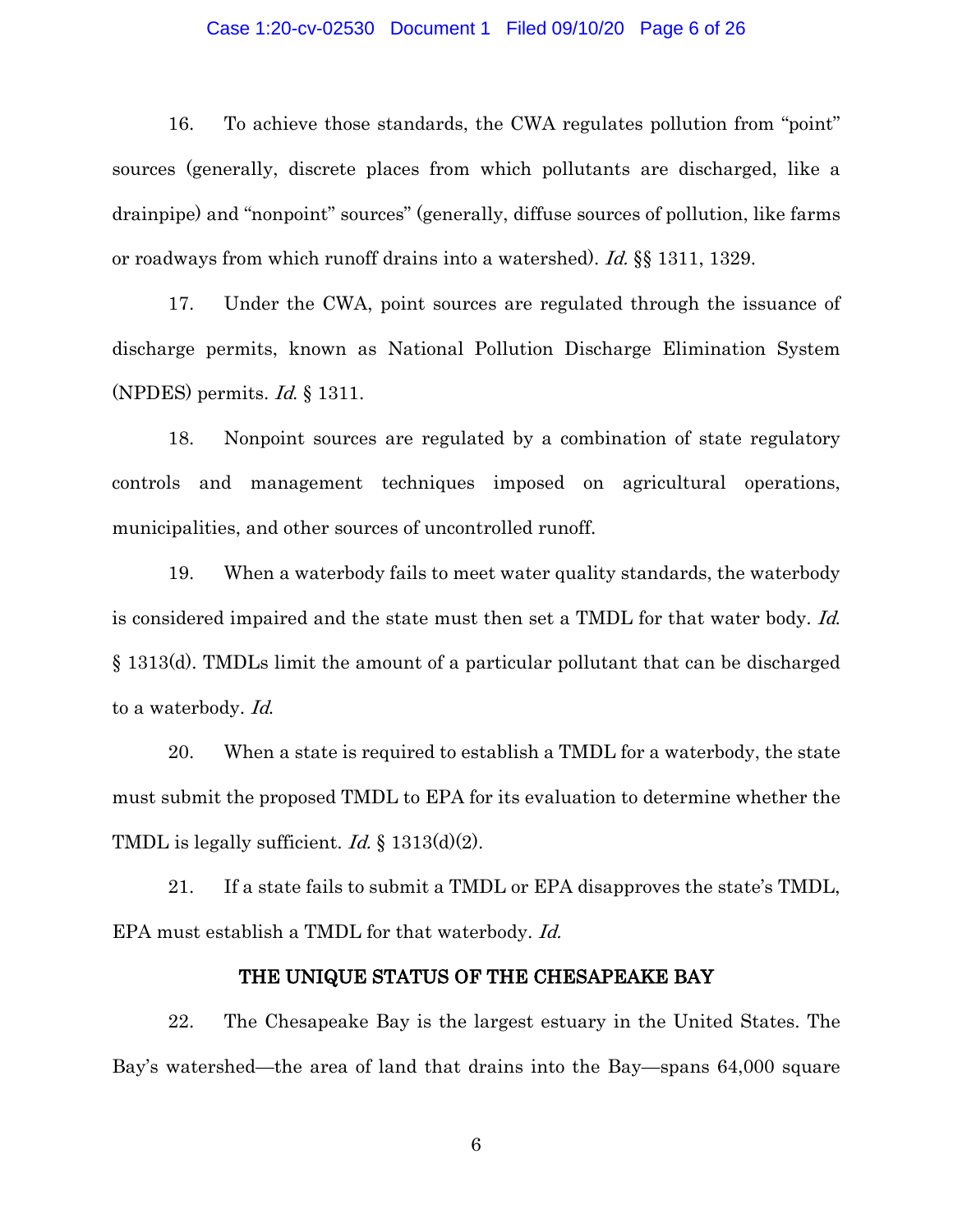16. To achieve those standards, the CWA regulates pollution from "point" sources (generally, discrete places from which pollutants are discharged, like a drainpipe) and "nonpoint" sources" (generally, diffuse sources of pollution, like farms or roadways from which runoff drains into a watershed). *Id.* §§ 1311, 1329.

17. Under the CWA, point sources are regulated through the issuance of discharge permits, known as National Pollution Discharge Elimination System (NPDES) permits. *Id.* § 1311.

18. Nonpoint sources are regulated by a combination of state regulatory controls and management techniques imposed on agricultural operations, municipalities, and other sources of uncontrolled runoff.

19. When a waterbody fails to meet water quality standards, the waterbody is considered impaired and the state must then set a TMDL for that water body. *Id.* § 1313(d). TMDLs limit the amount of a particular pollutant that can be discharged to a waterbody. *Id.*

20. When a state is required to establish a TMDL for a waterbody, the state must submit the proposed TMDL to EPA for its evaluation to determine whether the TMDL is legally sufficient. *Id.* § 1313(d)(2).

21. If a state fails to submit a TMDL or EPA disapproves the state's TMDL, EPA must establish a TMDL for that waterbody. *Id.*

## THE UNIQUE STATUS OF THE CHESAPEAKE BAY

22. The Chesapeake Bay is the largest estuary in the United States. The Bay's watershed—the area of land that drains into the Bay—spans 64,000 square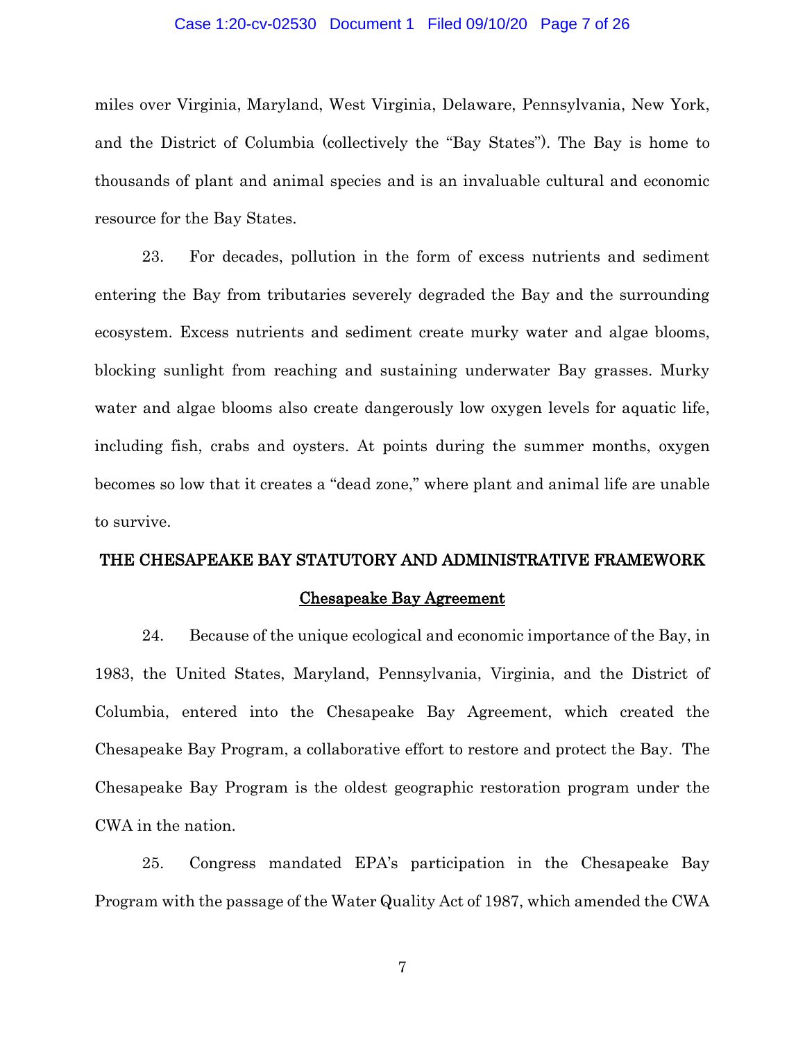miles over Virginia, Maryland, West Virginia, Delaware, Pennsylvania, New York, and the District of Columbia (collectively the "Bay States"). The Bay is home to thousands of plant and animal species and is an invaluable cultural and economic resource for the Bay States.

23. For decades, pollution in the form of excess nutrients and sediment entering the Bay from tributaries severely degraded the Bay and the surrounding ecosystem. Excess nutrients and sediment create murky water and algae blooms, blocking sunlight from reaching and sustaining underwater Bay grasses. Murky water and algae blooms also create dangerously low oxygen levels for aquatic life, including fish, crabs and oysters. At points during the summer months, oxygen becomes so low that it creates a "dead zone," where plant and animal life are unable to survive.

## THE CHESAPEAKE BAY STATUTORY AND ADMINISTRATIVE FRAMEWORK

### Chesapeake Bay Agreement

24. Because of the unique ecological and economic importance of the Bay, in 1983, the United States, Maryland, Pennsylvania, Virginia, and the District of Columbia, entered into the Chesapeake Bay Agreement, which created the Chesapeake Bay Program, a collaborative effort to restore and protect the Bay. The Chesapeake Bay Program is the oldest geographic restoration program under the CWA in the nation.

25. Congress mandated EPA's participation in the Chesapeake Bay Program with the passage of the Water Quality Act of 1987, which amended the CWA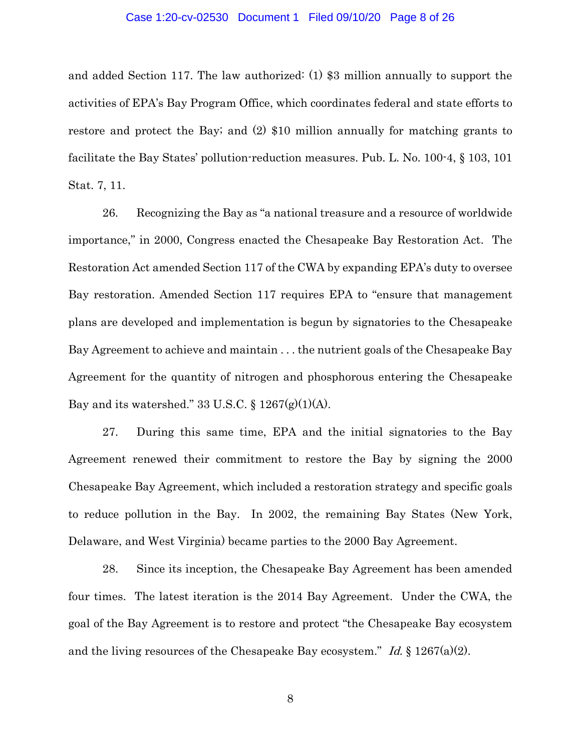and added Section 117. The law authorized: (1) $3 million annually to support the activities of EPA's Bay Program Office, which coordinates federal and state efforts to restore and protect the Bay; and (2) $10 million annually for matching grants to facilitate the Bay States' pollution-reduction measures. Pub. L. No. 100-4, § 103, 101 Stat. 7, 11.

26. Recognizing the Bay as "a national treasure and a resource of worldwide importance," in 2000, Congress enacted the Chesapeake Bay Restoration Act. The Restoration Act amended Section 117 of the CWA by expanding EPA's duty to oversee Bay restoration. Amended Section 117 requires EPA to "ensure that management plans are developed and implementation is begun by signatories to the Chesapeake Bay Agreement to achieve and maintain . . . the nutrient goals of the Chesapeake Bay Agreement for the quantity of nitrogen and phosphorous entering the Chesapeake Bay and its watershed." 33 U.S.C. § 1267(g)(1)(A).

27. During this same time, EPA and the initial signatories to the Bay Agreement renewed their commitment to restore the Bay by signing the 2000 Chesapeake Bay Agreement, which included a restoration strategy and specific goals to reduce pollution in the Bay. In 2002, the remaining Bay States (New York, Delaware, and West Virginia) became parties to the 2000 Bay Agreement.

28. Since its inception, the Chesapeake Bay Agreement has been amended four times. The latest iteration is the 2014 Bay Agreement. Under the CWA, the goal of the Bay Agreement is to restore and protect "the Chesapeake Bay ecosystem and the living resources of the Chesapeake Bay ecosystem." *Id.* § 1267(a)(2).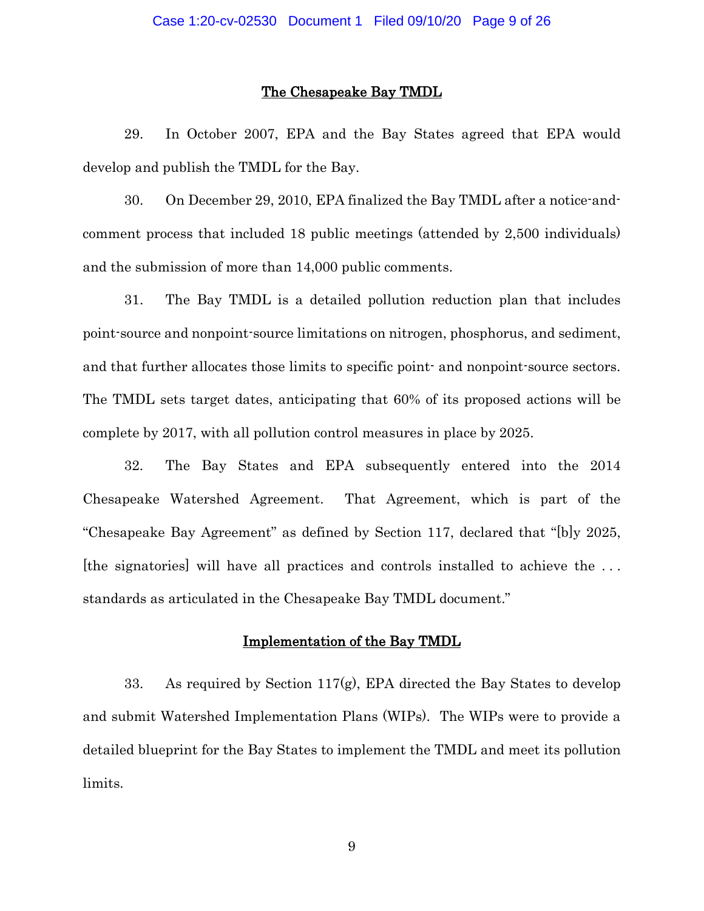## The Chesapeake Bay TMDL

29. In October 2007, EPA and the Bay States agreed that EPA would develop and publish the TMDL for the Bay.

30. On December 29, 2010, EPA finalized the Bay TMDL after a notice-and-comment process that included 18 public meetings (attended by 2,500 individuals) and the submission of more than 14,000 public comments.

31. The Bay TMDL is a detailed pollution reduction plan that includes point-source and nonpoint-source limitations on nitrogen, phosphorus, and sediment, and that further allocates those limits to specific point- and nonpoint-source sectors. The TMDL sets target dates, anticipating that 60% of its proposed actions will be complete by 2017, with all pollution control measures in place by 2025.

32. The Bay States and EPA subsequently entered into the 2014 Chesapeake Watershed Agreement. That Agreement, which is part of the "Chesapeake Bay Agreement" as defined by Section 117, declared that "[b]y 2025, [the signatories] will have all practices and controls installed to achieve the . . . standards as articulated in the Chesapeake Bay TMDL document."

## Implementation of the Bay TMDL

33. As required by Section 117(g), EPA directed the Bay States to develop and submit Watershed Implementation Plans (WIPs). The WIPs were to provide a detailed blueprint for the Bay States to implement the TMDL and meet its pollution limits.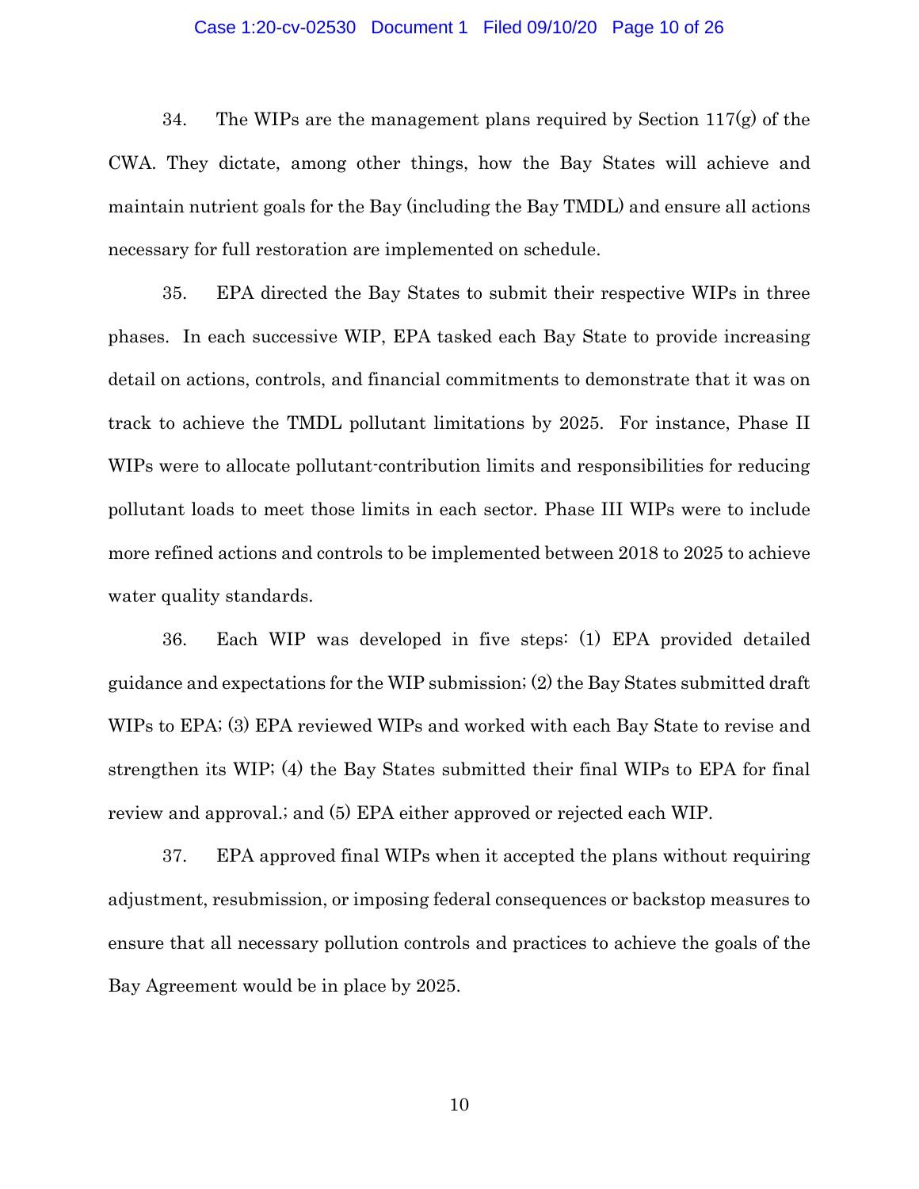34. The WIPs are the management plans required by Section 117(g) of the CWA. They dictate, among other things, how the Bay States will achieve and maintain nutrient goals for the Bay (including the Bay TMDL) and ensure all actions necessary for full restoration are implemented on schedule.

35. EPA directed the Bay States to submit their respective WIPs in three phases. In each successive WIP, EPA tasked each Bay State to provide increasing detail on actions, controls, and financial commitments to demonstrate that it was on track to achieve the TMDL pollutant limitations by 2025. For instance, Phase II WIPs were to allocate pollutant-contribution limits and responsibilities for reducing pollutant loads to meet those limits in each sector. Phase III WIPs were to include more refined actions and controls to be implemented between 2018 to 2025 to achieve water quality standards.

36. Each WIP was developed in five steps: (1) EPA provided detailed guidance and expectations for the WIP submission; (2) the Bay States submitted draft WIPs to EPA; (3) EPA reviewed WIPs and worked with each Bay State to revise and strengthen its WIP; (4) the Bay States submitted their final WIPs to EPA for final review and approval.; and (5) EPA either approved or rejected each WIP.

37. EPA approved final WIPs when it accepted the plans without requiring adjustment, resubmission, or imposing federal consequences or backstop measures to ensure that all necessary pollution controls and practices to achieve the goals of the Bay Agreement would be in place by 2025.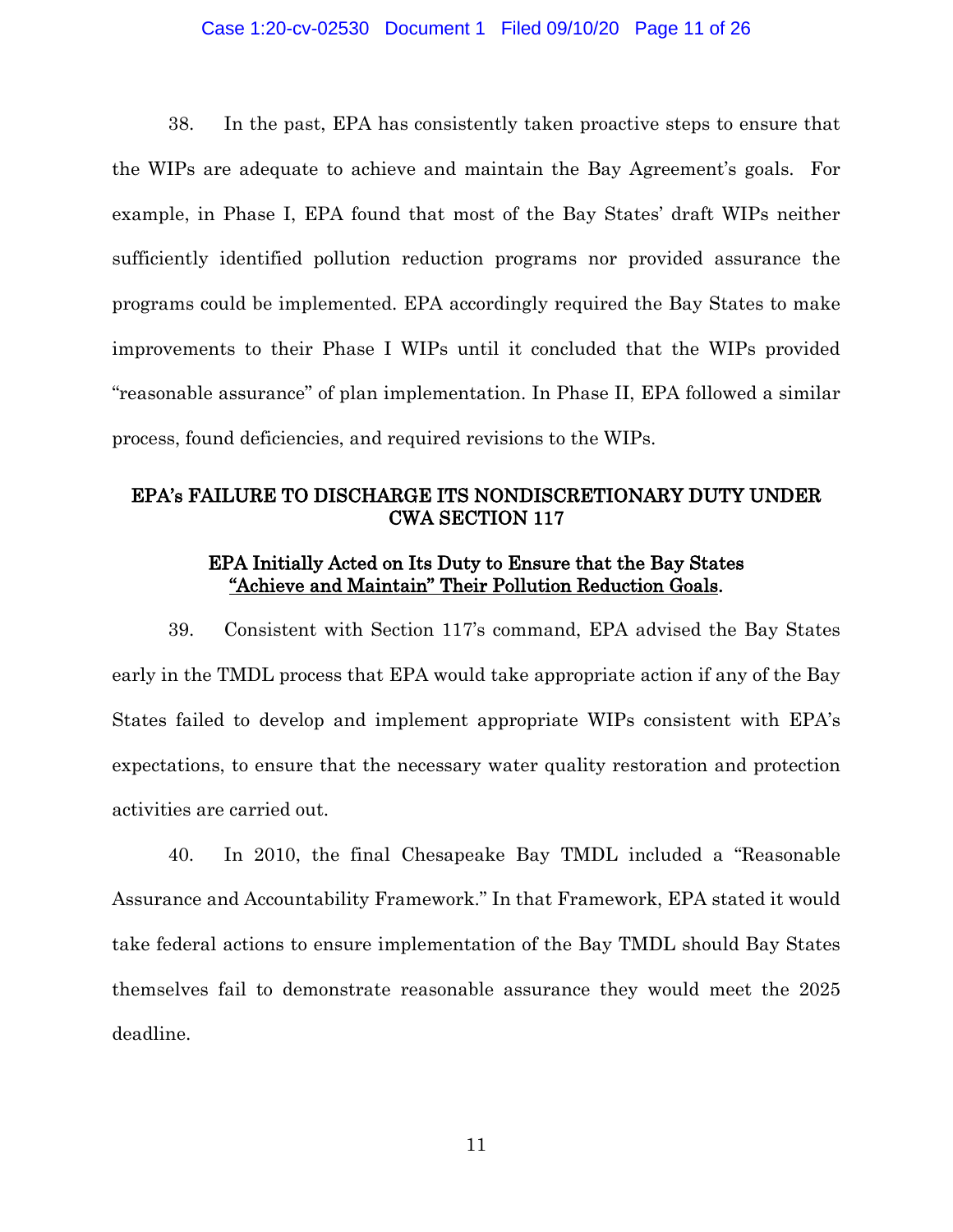38. In the past, EPA has consistently taken proactive steps to ensure that the WIPs are adequate to achieve and maintain the Bay Agreement's goals. For example, in Phase I, EPA found that most of the Bay States' draft WIPs neither sufficiently identified pollution reduction programs nor provided assurance the programs could be implemented. EPA accordingly required the Bay States to make improvements to their Phase I WIPs until it concluded that the WIPs provided "reasonable assurance" of plan implementation. In Phase II, EPA followed a similar process, found deficiencies, and required revisions to the WIPs.

## EPA's FAILURE TO DISCHARGE ITS NONDISCRETIONARY DUTY UNDER CWA SECTION 117

### EPA Initially Acted on Its Duty to Ensure that the Bay States "Achieve and Maintain" Their Pollution Reduction Goals.

39. Consistent with Section 117's command, EPA advised the Bay States early in the TMDL process that EPA would take appropriate action if any of the Bay States failed to develop and implement appropriate WIPs consistent with EPA's expectations, to ensure that the necessary water quality restoration and protection activities are carried out.

40. In 2010, the final Chesapeake Bay TMDL included a "Reasonable Assurance and Accountability Framework." In that Framework, EPA stated it would take federal actions to ensure implementation of the Bay TMDL should Bay States themselves fail to demonstrate reasonable assurance they would meet the 2025 deadline.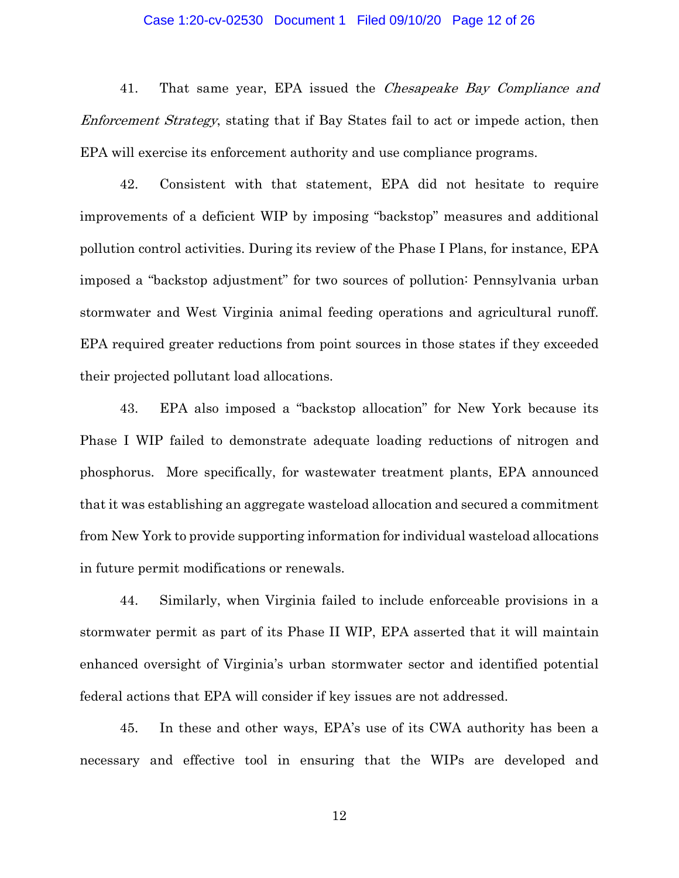41. That same year, EPA issued the *Chesapeake Bay Compliance and Enforcement Strategy*, stating that if Bay States fail to act or impede action, then EPA will exercise its enforcement authority and use compliance programs.

42. Consistent with that statement, EPA did not hesitate to require improvements of a deficient WIP by imposing "backstop" measures and additional pollution control activities. During its review of the Phase I Plans, for instance, EPA imposed a "backstop adjustment" for two sources of pollution: Pennsylvania urban stormwater and West Virginia animal feeding operations and agricultural runoff. EPA required greater reductions from point sources in those states if they exceeded their projected pollutant load allocations.

43. EPA also imposed a "backstop allocation" for New York because its Phase I WIP failed to demonstrate adequate loading reductions of nitrogen and phosphorus. More specifically, for wastewater treatment plants, EPA announced that it was establishing an aggregate wasteload allocation and secured a commitment from New York to provide supporting information for individual wasteload allocations in future permit modifications or renewals.

44. Similarly, when Virginia failed to include enforceable provisions in a stormwater permit as part of its Phase II WIP, EPA asserted that it will maintain enhanced oversight of Virginia's urban stormwater sector and identified potential federal actions that EPA will consider if key issues are not addressed.

45. In these and other ways, EPA's use of its CWA authority has been a necessary and effective tool in ensuring that the WIPs are developed and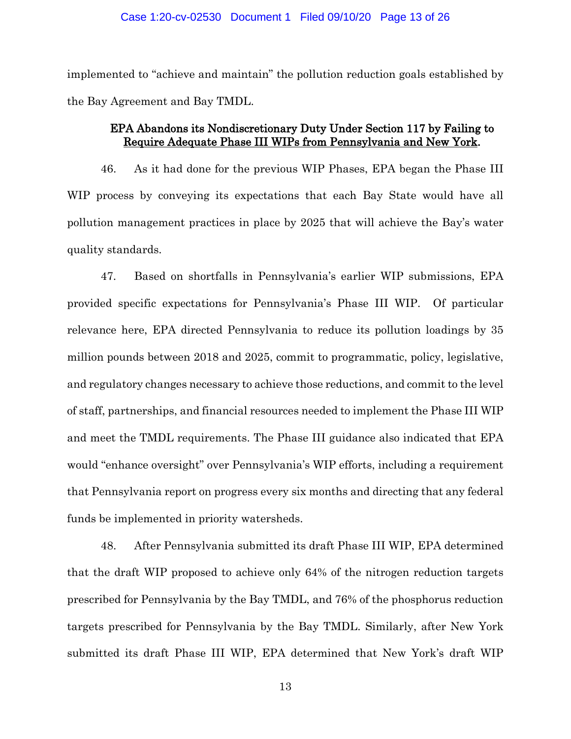implemented to "achieve and maintain" the pollution reduction goals established by the Bay Agreement and Bay TMDL.

### EPA Abandons its Nondiscretionary Duty Under Section 117 by Failing to Require Adequate Phase III WIPs from Pennsylvania and New York.

46. As it had done for the previous WIP Phases, EPA began the Phase III WIP process by conveying its expectations that each Bay State would have all pollution management practices in place by 2025 that will achieve the Bay's water quality standards.

47. Based on shortfalls in Pennsylvania's earlier WIP submissions, EPA provided specific expectations for Pennsylvania's Phase III WIP. Of particular relevance here, EPA directed Pennsylvania to reduce its pollution loadings by 35 million pounds between 2018 and 2025, commit to programmatic, policy, legislative, and regulatory changes necessary to achieve those reductions, and commit to the level of staff, partnerships, and financial resources needed to implement the Phase III WIP and meet the TMDL requirements. The Phase III guidance also indicated that EPA would "enhance oversight" over Pennsylvania's WIP efforts, including a requirement that Pennsylvania report on progress every six months and directing that any federal funds be implemented in priority watersheds.

48. After Pennsylvania submitted its draft Phase III WIP, EPA determined that the draft WIP proposed to achieve only 64% of the nitrogen reduction targets prescribed for Pennsylvania by the Bay TMDL, and 76% of the phosphorus reduction targets prescribed for Pennsylvania by the Bay TMDL. Similarly, after New York submitted its draft Phase III WIP, EPA determined that New York's draft WIP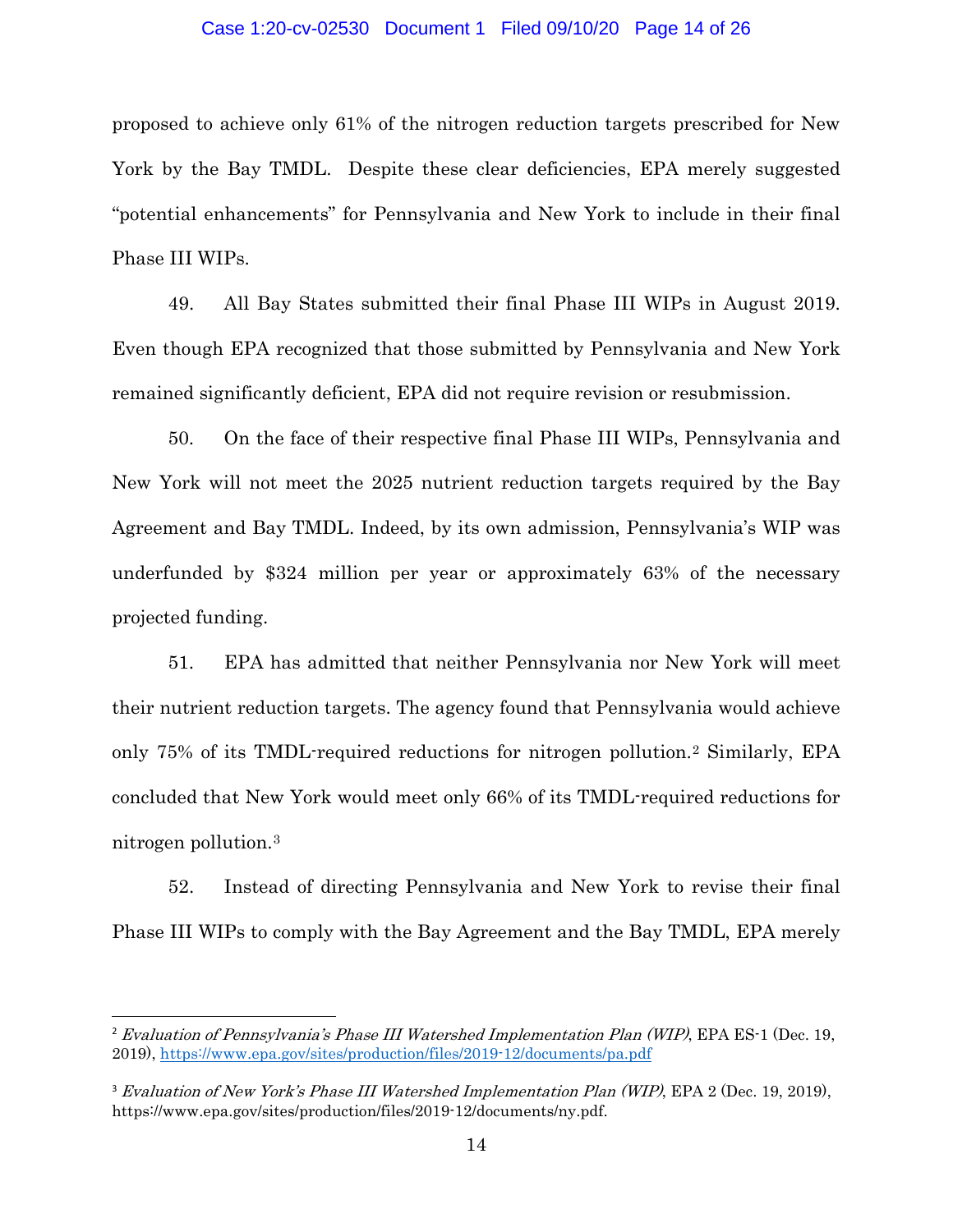proposed to achieve only 61% of the nitrogen reduction targets prescribed for New York by the Bay TMDL. Despite these clear deficiencies, EPA merely suggested "potential enhancements" for Pennsylvania and New York to include in their final Phase III WIPs.

49. All Bay States submitted their final Phase III WIPs in August 2019. Even though EPA recognized that those submitted by Pennsylvania and New York remained significantly deficient, EPA did not require revision or resubmission.

50. On the face of their respective final Phase III WIPs, Pennsylvania and New York will not meet the 2025 nutrient reduction targets required by the Bay Agreement and Bay TMDL. Indeed, by its own admission, Pennsylvania's WIP was underfunded by $324 million per year or approximately 63% of the necessary projected funding.

51. EPA has admitted that neither Pennsylvania nor New York will meet their nutrient reduction targets. The agency found that Pennsylvania would achieve only 75% of its TMDL-required reductions for nitrogen pollution.[2] Similarly, EPA concluded that New York would meet only 66% of its TMDL-required reductions for nitrogen pollution.[3]

52. Instead of directing Pennsylvania and New York to revise their final Phase III WIPs to comply with the Bay Agreement and the Bay TMDL, EPA merely

---

[2] *Evaluation of Pennsylvania's Phase III Watershed Implementation Plan (WIP)*, EPA ES-1 (Dec. 19, 2019), https://www.epa.gov/sites/production/files/2019-12/documents/pa.pdf

[3] *Evaluation of New York's Phase III Watershed Implementation Plan (WIP)*, EPA 2 (Dec. 19, 2019), https://www.epa.gov/sites/production/files/2019-12/documents/ny.pdf.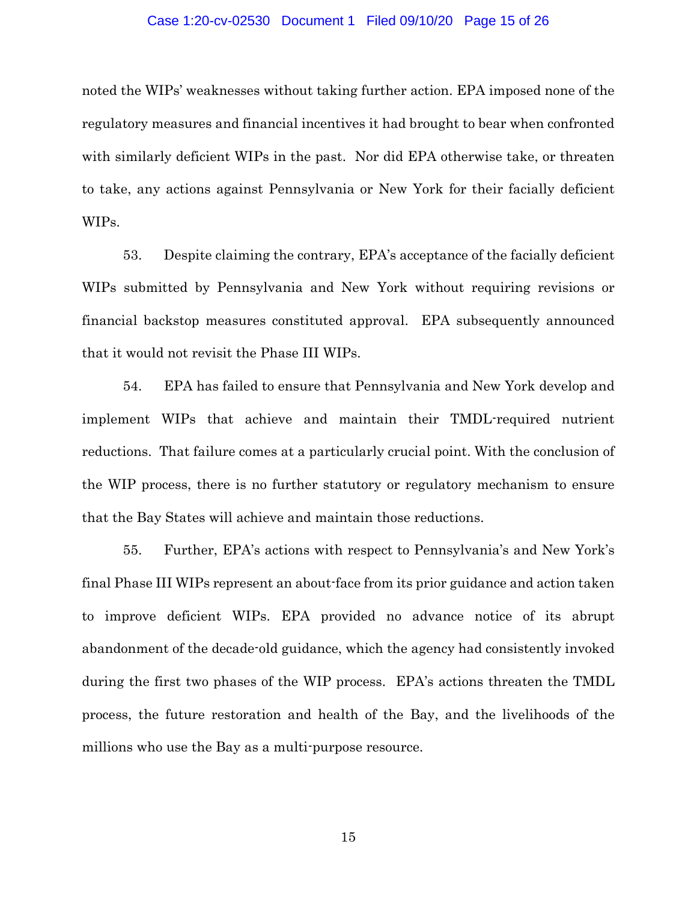noted the WIPs' weaknesses without taking further action. EPA imposed none of the regulatory measures and financial incentives it had brought to bear when confronted with similarly deficient WIPs in the past. Nor did EPA otherwise take, or threaten to take, any actions against Pennsylvania or New York for their facially deficient WIPs.

53. Despite claiming the contrary, EPA's acceptance of the facially deficient WIPs submitted by Pennsylvania and New York without requiring revisions or financial backstop measures constituted approval. EPA subsequently announced that it would not revisit the Phase III WIPs.

54. EPA has failed to ensure that Pennsylvania and New York develop and implement WIPs that achieve and maintain their TMDL-required nutrient reductions. That failure comes at a particularly crucial point. With the conclusion of the WIP process, there is no further statutory or regulatory mechanism to ensure that the Bay States will achieve and maintain those reductions.

55. Further, EPA's actions with respect to Pennsylvania's and New York's final Phase III WIPs represent an about-face from its prior guidance and action taken to improve deficient WIPs. EPA provided no advance notice of its abrupt abandonment of the decade-old guidance, which the agency had consistently invoked during the first two phases of the WIP process. EPA's actions threaten the TMDL process, the future restoration and health of the Bay, and the livelihoods of the millions who use the Bay as a multi-purpose resource.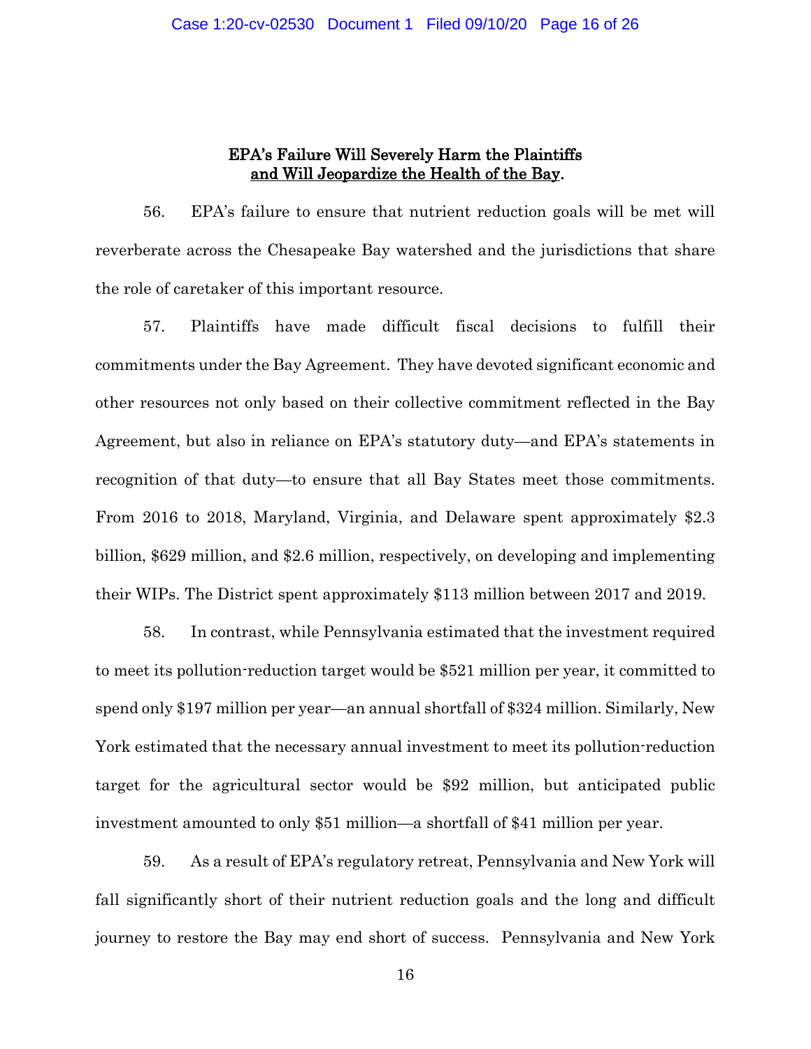## EPA's Failure Will Severely Harm the Plaintiffs and Will Jeopardize the Health of the Bay.

56. EPA's failure to ensure that nutrient reduction goals will be met will reverberate across the Chesapeake Bay watershed and the jurisdictions that share the role of caretaker of this important resource.

57. Plaintiffs have made difficult fiscal decisions to fulfill their commitments under the Bay Agreement. They have devoted significant economic and other resources not only based on their collective commitment reflected in the Bay Agreement, but also in reliance on EPA's statutory duty—and EPA's statements in recognition of that duty—to ensure that all Bay States meet those commitments. From 2016 to 2018, Maryland, Virginia, and Delaware spent approximately $2.3 billion, $629 million, and $2.6 million, respectively, on developing and implementing their WIPs. The District spent approximately $113 million between 2017 and 2019.

58. In contrast, while Pennsylvania estimated that the investment required to meet its pollution-reduction target would be $521 million per year, it committed to spend only $197 million per year—an annual shortfall of $324 million. Similarly, New York estimated that the necessary annual investment to meet its pollution-reduction target for the agricultural sector would be $92 million, but anticipated public investment amounted to only $51 million—a shortfall of $41 million per year.

59. As a result of EPA's regulatory retreat, Pennsylvania and New York will fall significantly short of their nutrient reduction goals and the long and difficult journey to restore the Bay may end short of success. Pennsylvania and New York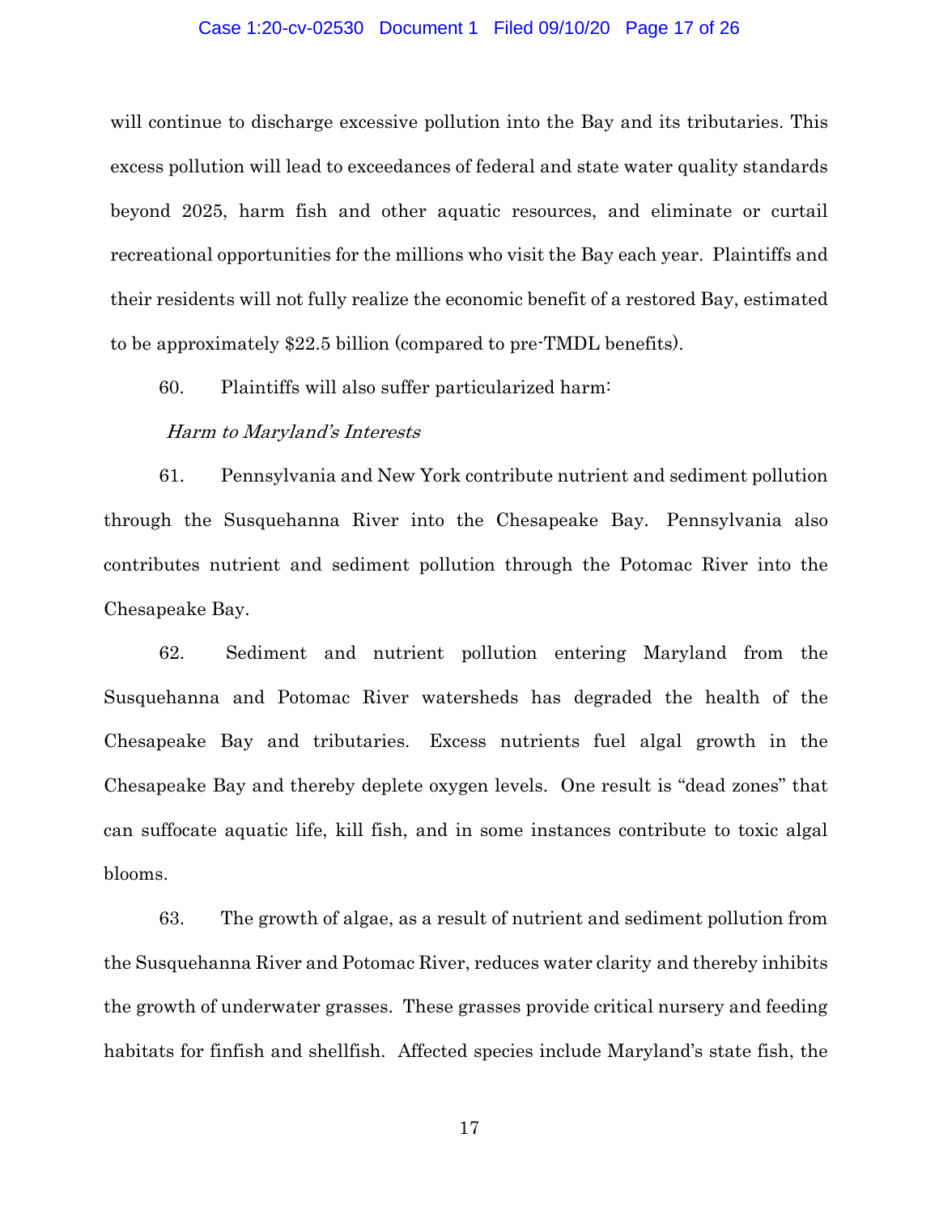will continue to discharge excessive pollution into the Bay and its tributaries. This excess pollution will lead to exceedances of federal and state water quality standards beyond 2025, harm fish and other aquatic resources, and eliminate or curtail recreational opportunities for the millions who visit the Bay each year. Plaintiffs and their residents will not fully realize the economic benefit of a restored Bay, estimated to be approximately $22.5 billion (compared to pre-TMDL benefits).

60. Plaintiffs will also suffer particularized harm:

*Harm to Maryland's Interests*

61. Pennsylvania and New York contribute nutrient and sediment pollution through the Susquehanna River into the Chesapeake Bay. Pennsylvania also contributes nutrient and sediment pollution through the Potomac River into the Chesapeake Bay.

62. Sediment and nutrient pollution entering Maryland from the Susquehanna and Potomac River watersheds has degraded the health of the Chesapeake Bay and tributaries. Excess nutrients fuel algal growth in the Chesapeake Bay and thereby deplete oxygen levels. One result is "dead zones" that can suffocate aquatic life, kill fish, and in some instances contribute to toxic algal blooms.

63. The growth of algae, as a result of nutrient and sediment pollution from the Susquehanna River and Potomac River, reduces water clarity and thereby inhibits the growth of underwater grasses. These grasses provide critical nursery and feeding habitats for finfish and shellfish. Affected species include Maryland's state fish, the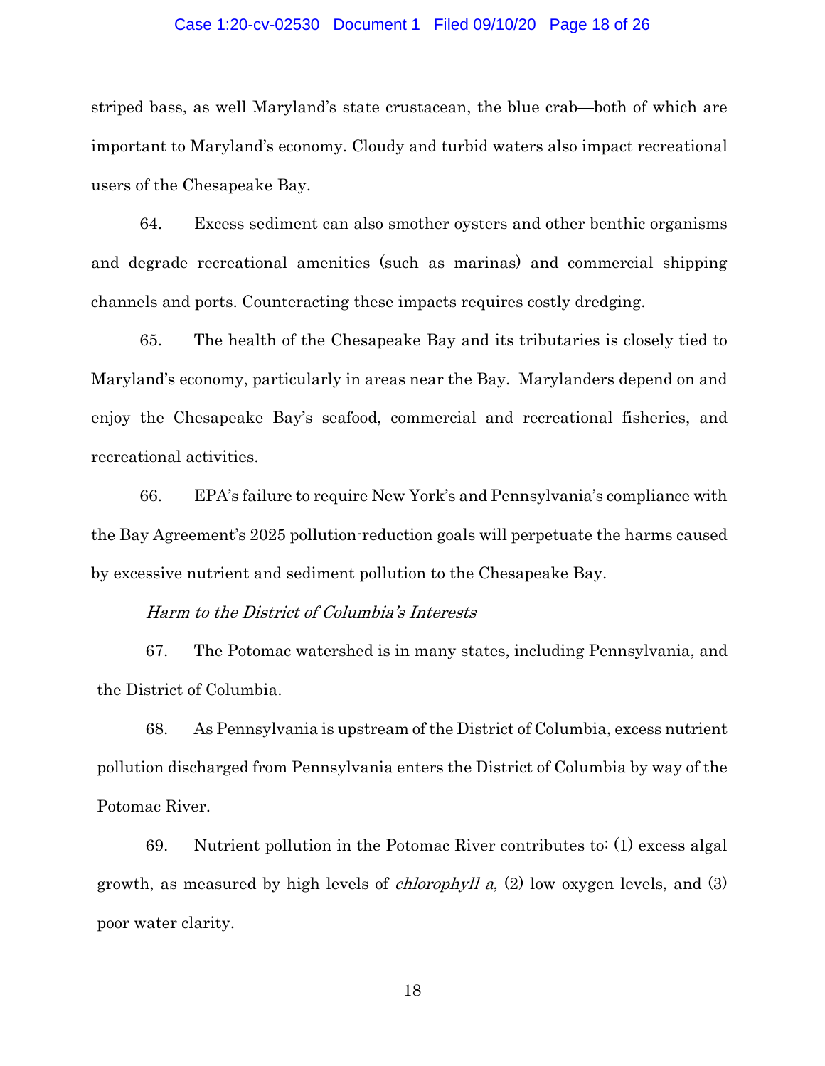striped bass, as well Maryland's state crustacean, the blue crab—both of which are important to Maryland's economy. Cloudy and turbid waters also impact recreational users of the Chesapeake Bay.

64. Excess sediment can also smother oysters and other benthic organisms and degrade recreational amenities (such as marinas) and commercial shipping channels and ports. Counteracting these impacts requires costly dredging.

65. The health of the Chesapeake Bay and its tributaries is closely tied to Maryland's economy, particularly in areas near the Bay. Marylanders depend on and enjoy the Chesapeake Bay's seafood, commercial and recreational fisheries, and recreational activities.

66. EPA's failure to require New York's and Pennsylvania's compliance with the Bay Agreement's 2025 pollution-reduction goals will perpetuate the harms caused by excessive nutrient and sediment pollution to the Chesapeake Bay.

*Harm to the District of Columbia's Interests*

67. The Potomac watershed is in many states, including Pennsylvania, and the District of Columbia.

68. As Pennsylvania is upstream of the District of Columbia, excess nutrient pollution discharged from Pennsylvania enters the District of Columbia by way of the Potomac River.

69. Nutrient pollution in the Potomac River contributes to: (1) excess algal growth, as measured by high levels of *chlorophyll a*, (2) low oxygen levels, and (3) poor water clarity.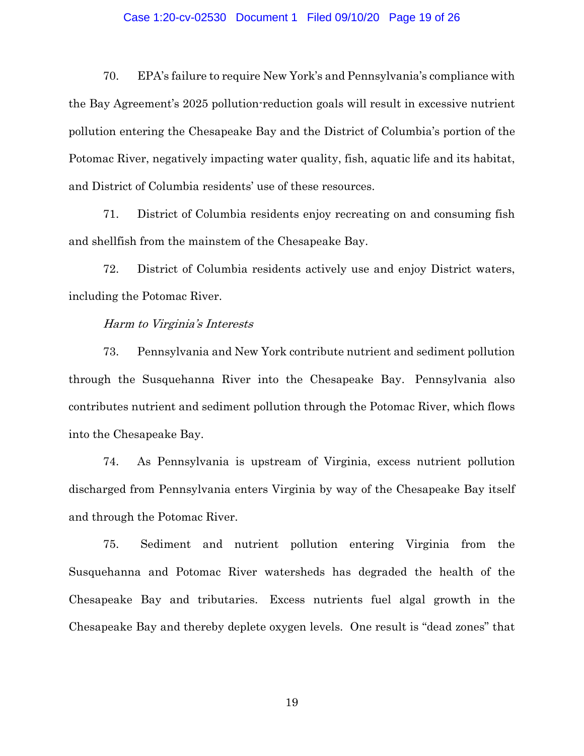70. EPA's failure to require New York's and Pennsylvania's compliance with the Bay Agreement's 2025 pollution-reduction goals will result in excessive nutrient pollution entering the Chesapeake Bay and the District of Columbia's portion of the Potomac River, negatively impacting water quality, fish, aquatic life and its habitat, and District of Columbia residents' use of these resources.

71. District of Columbia residents enjoy recreating on and consuming fish and shellfish from the mainstem of the Chesapeake Bay.

72. District of Columbia residents actively use and enjoy District waters, including the Potomac River.

*Harm to Virginia's Interests*

73. Pennsylvania and New York contribute nutrient and sediment pollution through the Susquehanna River into the Chesapeake Bay. Pennsylvania also contributes nutrient and sediment pollution through the Potomac River, which flows into the Chesapeake Bay.

74. As Pennsylvania is upstream of Virginia, excess nutrient pollution discharged from Pennsylvania enters Virginia by way of the Chesapeake Bay itself and through the Potomac River.

75. Sediment and nutrient pollution entering Virginia from the Susquehanna and Potomac River watersheds has degraded the health of the Chesapeake Bay and tributaries. Excess nutrients fuel algal growth in the Chesapeake Bay and thereby deplete oxygen levels. One result is "dead zones" that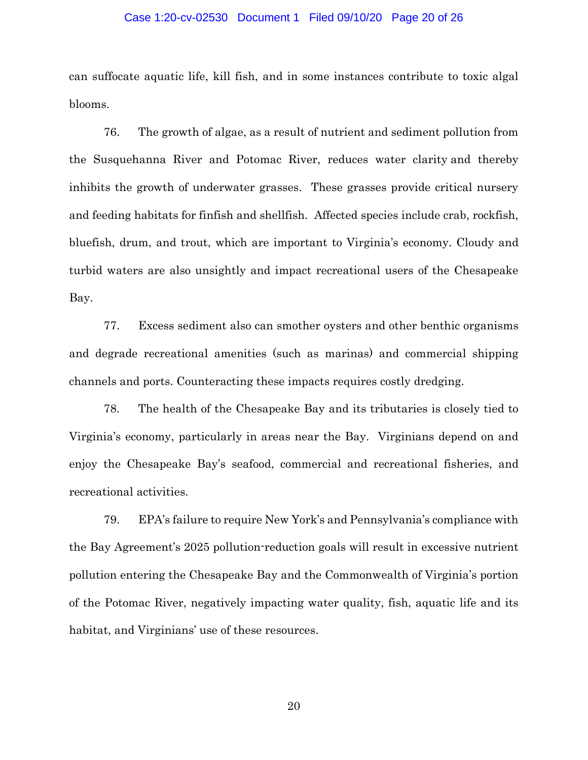can suffocate aquatic life, kill fish, and in some instances contribute to toxic algal blooms.

76. The growth of algae, as a result of nutrient and sediment pollution from the Susquehanna River and Potomac River, reduces water clarity and thereby inhibits the growth of underwater grasses. These grasses provide critical nursery and feeding habitats for finfish and shellfish. Affected species include crab, rockfish, bluefish, drum, and trout, which are important to Virginia's economy. Cloudy and turbid waters are also unsightly and impact recreational users of the Chesapeake Bay.

77. Excess sediment also can smother oysters and other benthic organisms and degrade recreational amenities (such as marinas) and commercial shipping channels and ports. Counteracting these impacts requires costly dredging.

78. The health of the Chesapeake Bay and its tributaries is closely tied to Virginia's economy, particularly in areas near the Bay. Virginians depend on and enjoy the Chesapeake Bay's seafood, commercial and recreational fisheries, and recreational activities.

79. EPA's failure to require New York's and Pennsylvania's compliance with the Bay Agreement's 2025 pollution-reduction goals will result in excessive nutrient pollution entering the Chesapeake Bay and the Commonwealth of Virginia's portion of the Potomac River, negatively impacting water quality, fish, aquatic life and its habitat, and Virginians' use of these resources.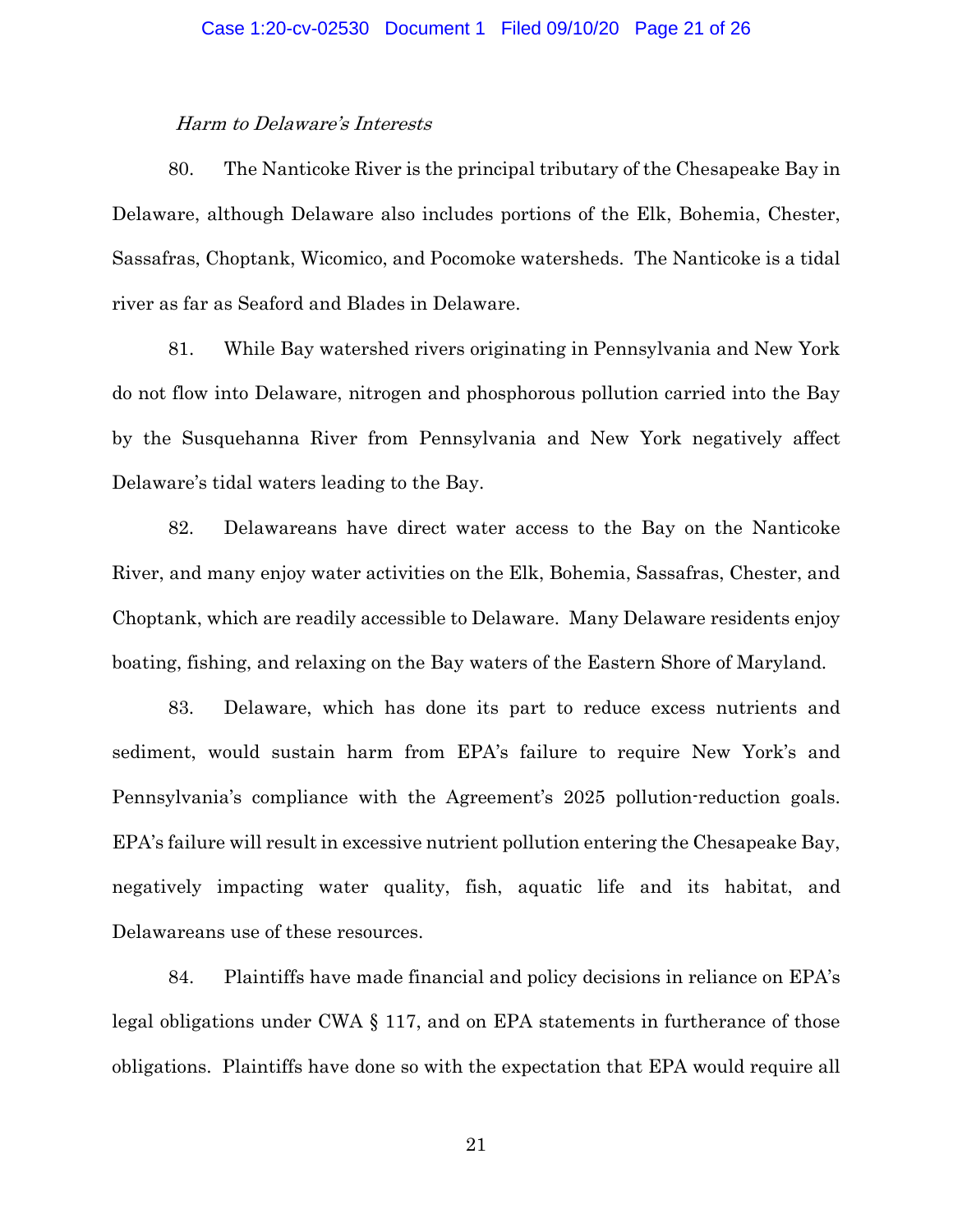*Harm to Delaware's Interests*

80. The Nanticoke River is the principal tributary of the Chesapeake Bay in Delaware, although Delaware also includes portions of the Elk, Bohemia, Chester, Sassafras, Choptank, Wicomico, and Pocomoke watersheds. The Nanticoke is a tidal river as far as Seaford and Blades in Delaware.

81. While Bay watershed rivers originating in Pennsylvania and New York do not flow into Delaware, nitrogen and phosphorous pollution carried into the Bay by the Susquehanna River from Pennsylvania and New York negatively affect Delaware's tidal waters leading to the Bay.

82. Delawareans have direct water access to the Bay on the Nanticoke River, and many enjoy water activities on the Elk, Bohemia, Sassafras, Chester, and Choptank, which are readily accessible to Delaware. Many Delaware residents enjoy boating, fishing, and relaxing on the Bay waters of the Eastern Shore of Maryland.

83. Delaware, which has done its part to reduce excess nutrients and sediment, would sustain harm from EPA's failure to require New York's and Pennsylvania's compliance with the Agreement's 2025 pollution-reduction goals. EPA's failure will result in excessive nutrient pollution entering the Chesapeake Bay, negatively impacting water quality, fish, aquatic life and its habitat, and Delawareans use of these resources.

84. Plaintiffs have made financial and policy decisions in reliance on EPA's legal obligations under CWA § 117, and on EPA statements in furtherance of those obligations. Plaintiffs have done so with the expectation that EPA would require all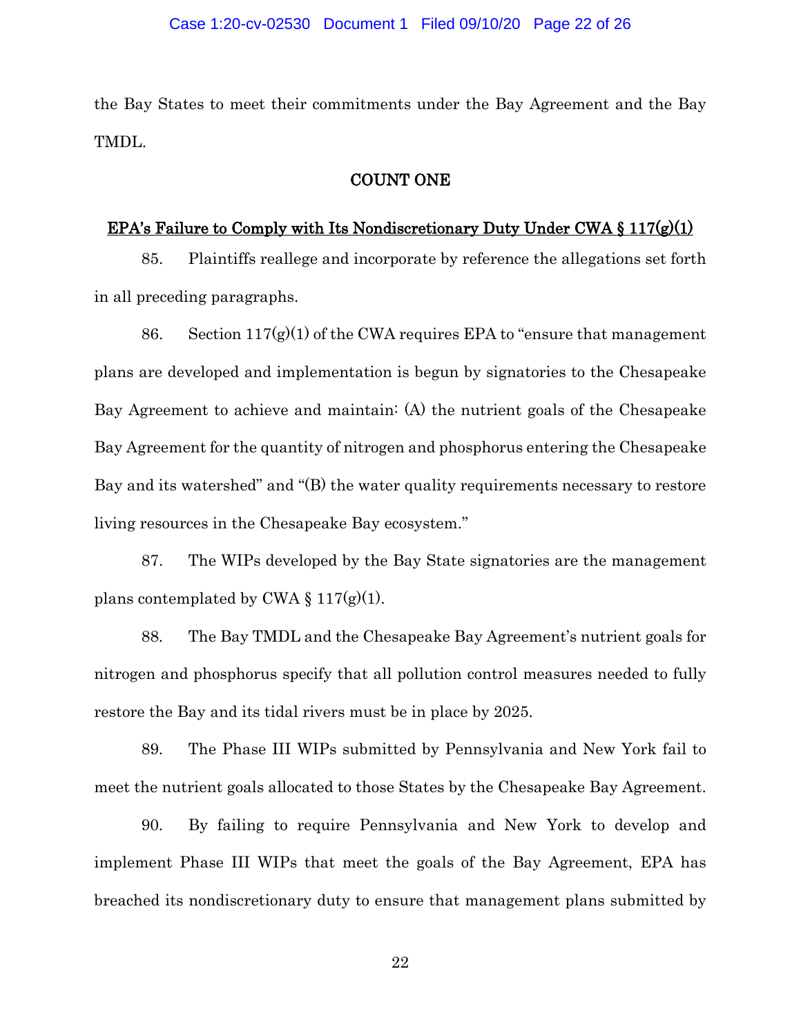the Bay States to meet their commitments under the Bay Agreement and the Bay TMDL.

## COUNT ONE

### EPA's Failure to Comply with Its Nondiscretionary Duty Under CWA § 117(g)(1)

85. Plaintiffs reallege and incorporate by reference the allegations set forth in all preceding paragraphs.

86. Section 117(g)(1) of the CWA requires EPA to "ensure that management plans are developed and implementation is begun by signatories to the Chesapeake Bay Agreement to achieve and maintain: (A) the nutrient goals of the Chesapeake Bay Agreement for the quantity of nitrogen and phosphorus entering the Chesapeake Bay and its watershed" and "(B) the water quality requirements necessary to restore living resources in the Chesapeake Bay ecosystem."

87. The WIPs developed by the Bay State signatories are the management plans contemplated by CWA § 117(g)(1).

88. The Bay TMDL and the Chesapeake Bay Agreement's nutrient goals for nitrogen and phosphorus specify that all pollution control measures needed to fully restore the Bay and its tidal rivers must be in place by 2025.

89. The Phase III WIPs submitted by Pennsylvania and New York fail to meet the nutrient goals allocated to those States by the Chesapeake Bay Agreement.

90. By failing to require Pennsylvania and New York to develop and implement Phase III WIPs that meet the goals of the Bay Agreement, EPA has breached its nondiscretionary duty to ensure that management plans submitted by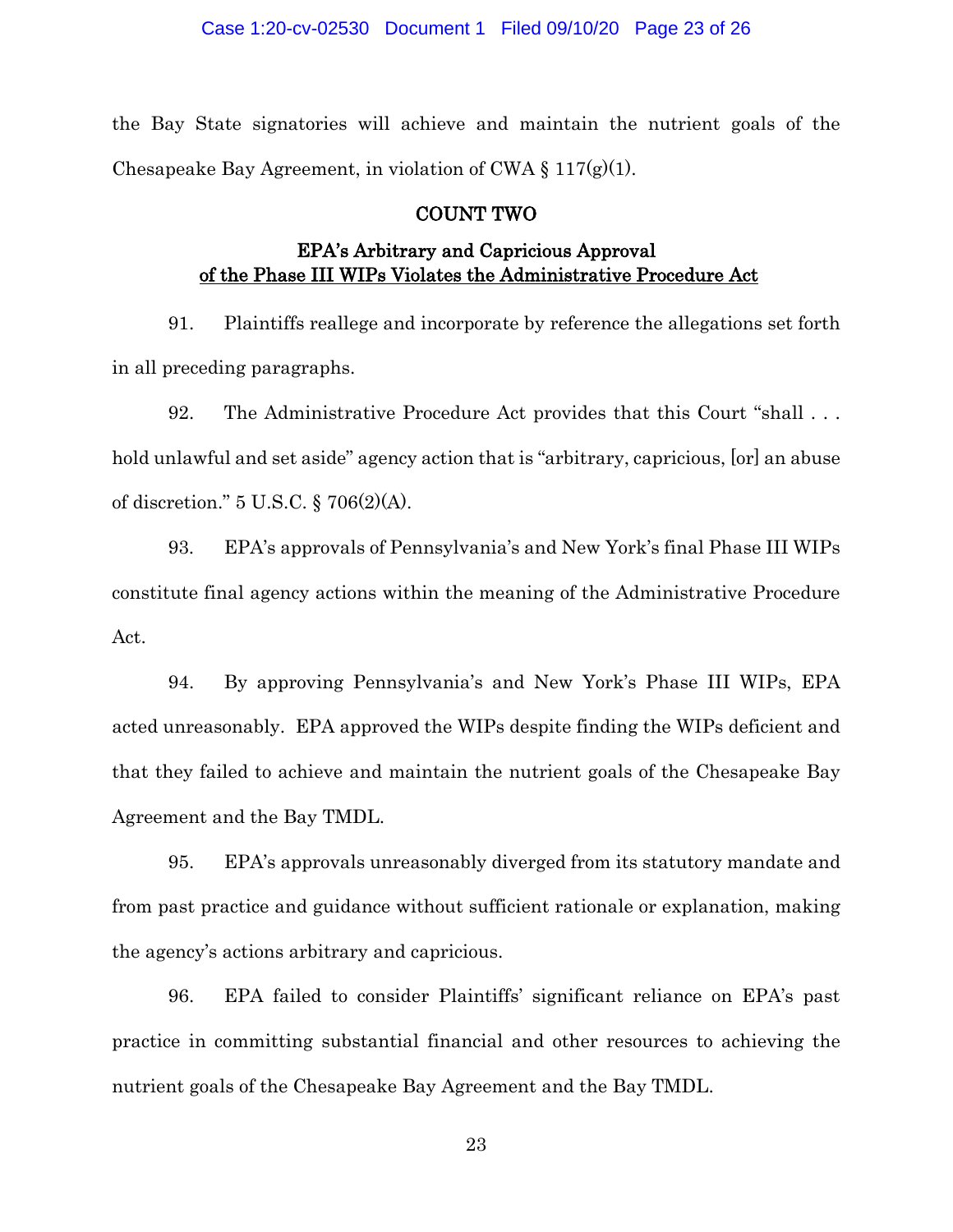the Bay State signatories will achieve and maintain the nutrient goals of the Chesapeake Bay Agreement, in violation of CWA § 117(g)(1).

## COUNT TWO

## EPA's Arbitrary and Capricious Approval of the Phase III WIPs Violates the Administrative Procedure Act

91. Plaintiffs reallege and incorporate by reference the allegations set forth in all preceding paragraphs.

92. The Administrative Procedure Act provides that this Court "shall . . . hold unlawful and set aside" agency action that is "arbitrary, capricious, [or] an abuse of discretion." 5 U.S.C. § 706(2)(A).

93. EPA's approvals of Pennsylvania's and New York's final Phase III WIPs constitute final agency actions within the meaning of the Administrative Procedure Act.

94. By approving Pennsylvania's and New York's Phase III WIPs, EPA acted unreasonably. EPA approved the WIPs despite finding the WIPs deficient and that they failed to achieve and maintain the nutrient goals of the Chesapeake Bay Agreement and the Bay TMDL.

95. EPA's approvals unreasonably diverged from its statutory mandate and from past practice and guidance without sufficient rationale or explanation, making the agency's actions arbitrary and capricious.

96. EPA failed to consider Plaintiffs' significant reliance on EPA's past practice in committing substantial financial and other resources to achieving the nutrient goals of the Chesapeake Bay Agreement and the Bay TMDL.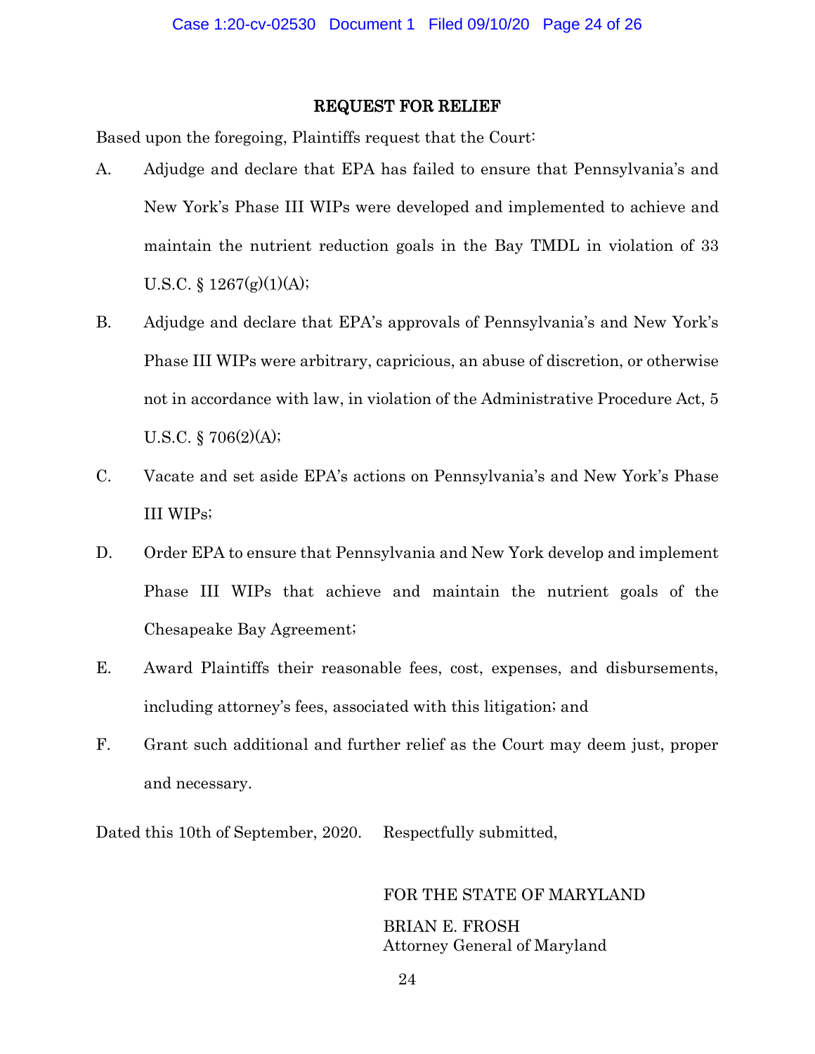## REQUEST FOR RELIEF

Based upon the foregoing, Plaintiffs request that the Court:

A. Adjudge and declare that EPA has failed to ensure that Pennsylvania's and New York's Phase III WIPs were developed and implemented to achieve and maintain the nutrient reduction goals in the Bay TMDL in violation of 33 U.S.C. § 1267(g)(1)(A);

B. Adjudge and declare that EPA's approvals of Pennsylvania's and New York's Phase III WIPs were arbitrary, capricious, an abuse of discretion, or otherwise not in accordance with law, in violation of the Administrative Procedure Act, 5 U.S.C. § 706(2)(A);

C. Vacate and set aside EPA's actions on Pennsylvania's and New York's Phase III WIPs;

D. Order EPA to ensure that Pennsylvania and New York develop and implement Phase III WIPs that achieve and maintain the nutrient goals of the Chesapeake Bay Agreement;

E. Award Plaintiffs their reasonable fees, cost, expenses, and disbursements, including attorney's fees, associated with this litigation; and

F. Grant such additional and further relief as the Court may deem just, proper and necessary.

Dated this 10th of September, 2020. Respectfully submitted,

FOR THE STATE OF MARYLAND

BRIAN E. FROSH
Attorney General of Maryland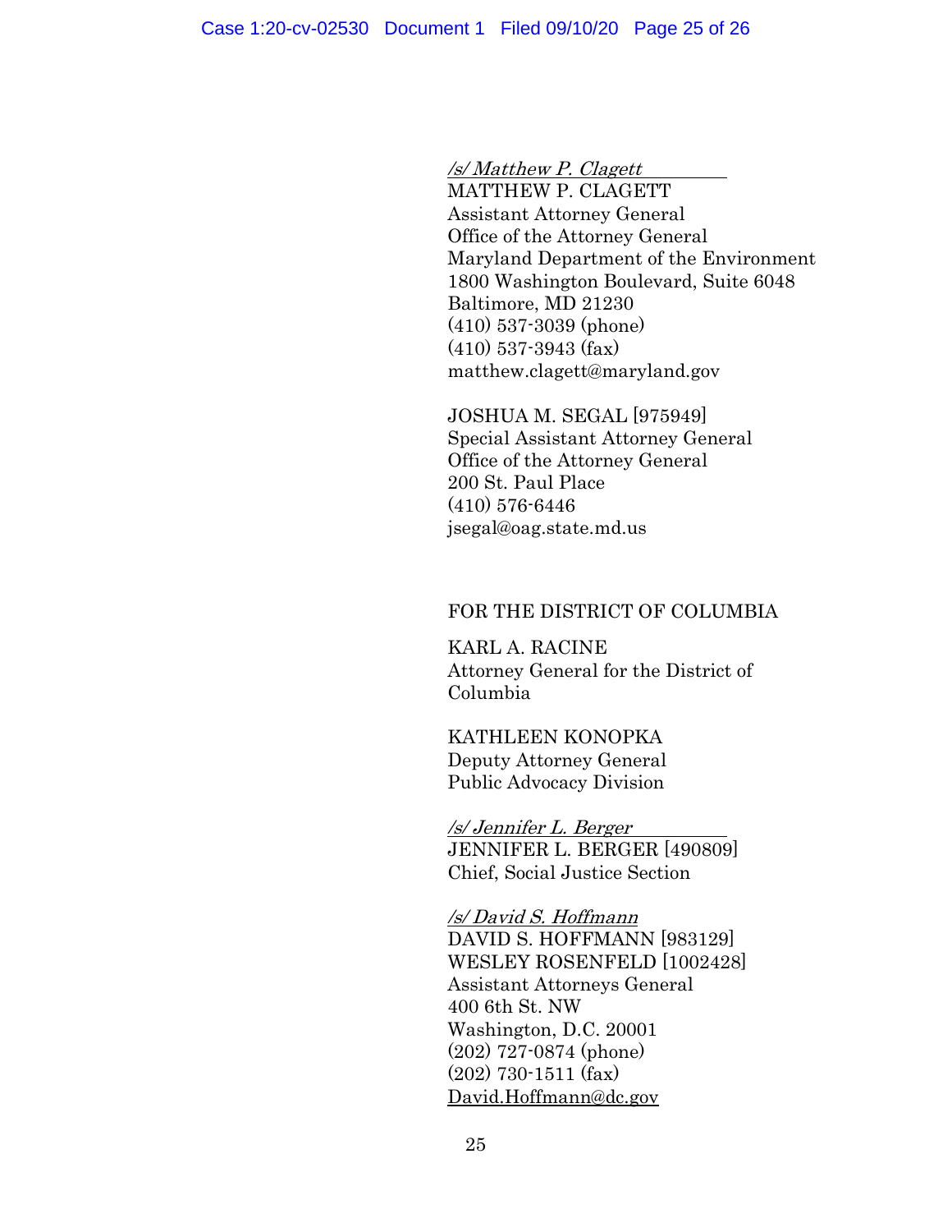*/s/ Matthew P. Clagett*
MATTHEW P. CLAGETT
Assistant Attorney General
Office of the Attorney General
Maryland Department of the Environment
1800 Washington Boulevard, Suite 6048
Baltimore, MD 21230
(410) 537-3039 (phone)
(410) 537-3943 (fax)
matthew.clagett@maryland.gov

JOSHUA M. SEGAL [975949]
Special Assistant Attorney General
Office of the Attorney General
200 St. Paul Place
(410) 576-6446
jsegal@oag.state.md.us

FOR THE DISTRICT OF COLUMBIA

KARL A. RACINE
Attorney General for the District of Columbia

KATHLEEN KONOPKA
Deputy Attorney General
Public Advocacy Division

*/s/ Jennifer L. Berger*
JENNIFER L. BERGER [490809]
Chief, Social Justice Section

*/s/ David S. Hoffmann*
DAVID S. HOFFMANN [983129]
WESLEY ROSENFELD [1002428]
Assistant Attorneys General
400 6th St. NW
Washington, D.C. 20001
(202) 727-0874 (phone)
(202) 730-1511 (fax)
David.Hoffmann@dc.gov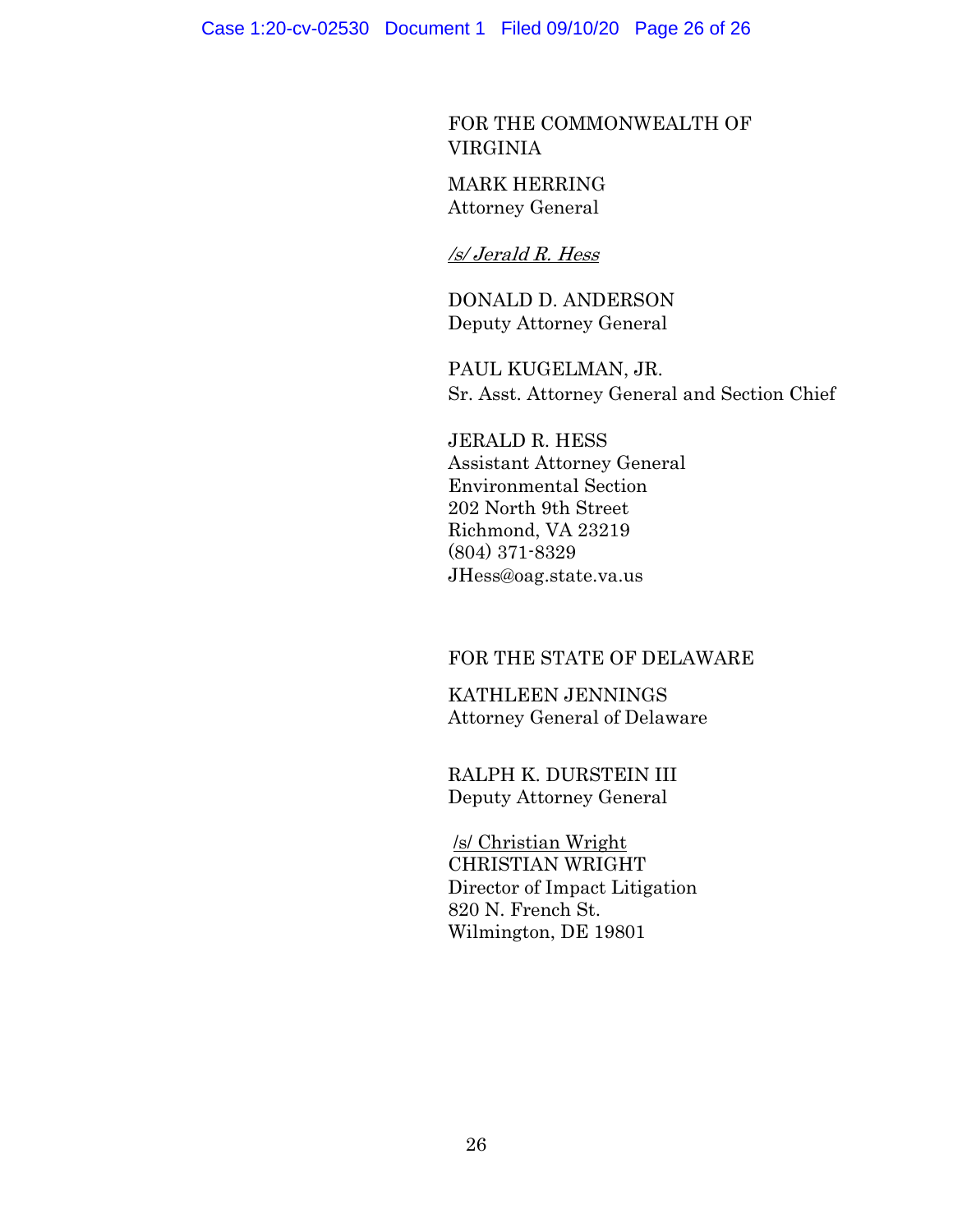FOR THE COMMONWEALTH OF VIRGINIA

MARK HERRING
Attorney General

*/s/ Jerald R. Hess*

DONALD D. ANDERSON
Deputy Attorney General

PAUL KUGELMAN, JR.
Sr. Asst. Attorney General and Section Chief

JERALD R. HESS
Assistant Attorney General
Environmental Section
202 North 9th Street
Richmond, VA 23219
(804) 371-8329
JHess@oag.state.va.us

FOR THE STATE OF DELAWARE

KATHLEEN JENNINGS
Attorney General of Delaware

RALPH K. DURSTEIN III
Deputy Attorney General

/s/ Christian Wright
CHRISTIAN WRIGHT
Director of Impact Litigation
820 N. French St.
Wilmington, DE 19801